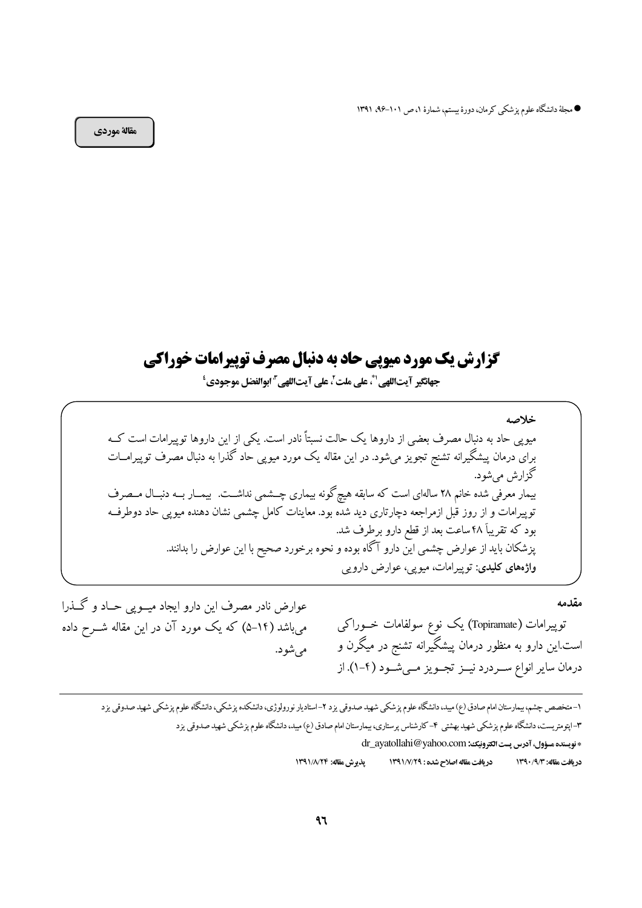مقالهٔ موردی

# گزارش یک مورد میوپی حاد به دنبال مصرف توپیرامات خوراکی

**جهانگیر آیت‌اللهی[1*]، علی ملت[2]، علی آیت‌اللهی[3]، ابوالفضل موجودی[4]**

**خلاصه**

میوپی حاد به دنبال مصرف بعضی از داروها یک حالت نسبتاً نادر است. یکی از این داروها توپیرامات است که برای درمان پیشگیرانه تشنج تجویز می‌شود. در این مقاله یک مورد میوپی حاد گذرا به دنبال مصرف توپیرامات گزارش می‌شود.

بیمار معرفی شده خانم ۲۸ ساله‌ای است که سابقه هیچ گونه بیماری چشمی نداشت. بیمار به دنبال مصرف توپیرامات و از روز قبل ازمراجعه دچارتاری دید شده بود. معاینات کامل چشمی نشان دهنده میوپی حاد دوطرفه بود که تقریباً ۴۸ ساعت بعد از قطع دارو برطرف شد.

پزشکان باید از عوارض چشمی این دارو آگاه بوده و نحوه برخورد صحیح با این عوارض را بدانند.

**واژه‌های کلیدی**: توپیرامات، میوپی، عوارض دارویی

## مقدمه

توپیرامات (Topiramate) یک نوع سولفامات خوراکی است.این دارو به منظور درمان پیشگیرانه تشنج در میگرن و درمان سایر انواع سردرد نیز تجویز می‌شود (۴-۱). از عوارض نادر مصرف این دارو ایجاد میوپی حاد و گذرا می‌باشد (۱۴-۵) که یک مورد آن در این مقاله شرح داده می‌شود.

---

۱- متخصص چشم، بیمارستان امام صادق (ع) میبد، دانشگاه علوم پزشکی شهید صدوقی یزد ۲- استادیار نورولوژی، دانشکده پزشکی، دانشگاه علوم پزشکی شهید صدوقی یزد

۳- اپتومتریست، دانشگاه علوم پزشکی شهید بهشتی ۴- کارشناس پرستاری، بیمارستان امام صادق (ع) میبد، دانشگاه علوم پزشکی شهید صدوقی یزد

* نویسنده مسؤول، آدرس پست الکترونیک: dr_ayatollahi@yahoo.com

دریافت مقاله: ۱۳۹۰/۹/۳ دریافت مقاله اصلاح شده: ۱۳۹۱/۷/۲۹ پذیرش مقاله: ۱۳۹۱/۸/۲۴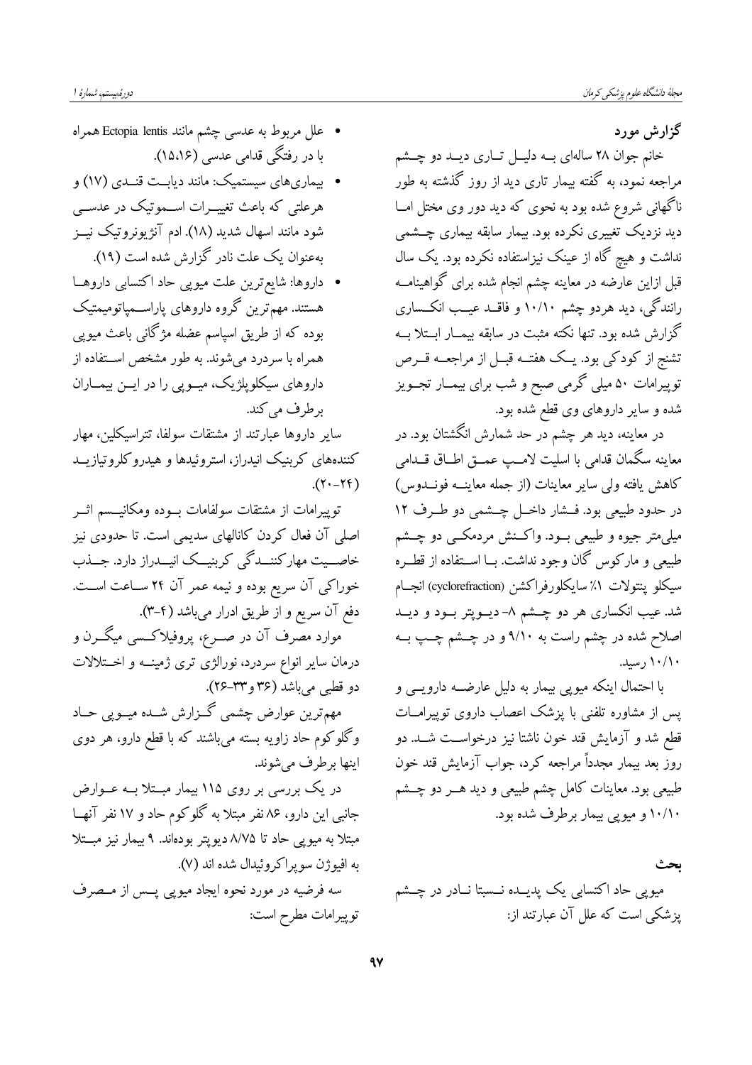## گزارش مورد

خانم جوان ۲۸ ساله‌ای بـه دلیـل تـاری دیـد دو چـشم مراجعه نمود، به گفته بیمار تاری دید از روز گذشته به طور ناگهانی شروع شده بود به نحوی که دید دور وی مختل امـا دید نزدیک تغییری نکرده بود. بیمار سابقه بیماری چـشمی نداشت و هیچ گاه از عینک نیزاستفاده نکرده بود. یک سال قبل ازاین عارضه در معاینه چشم انجام شده برای گواهینامـه رانندگی، دید هردو چشم ۱۰/۱۰ و فاقـد عیـب انکـساری گزارش شده بود. تنها نکته مثبت در سابقه بیمـار ابـتلا بـه تشنج از کودکی بود. یـک هفتـه قبـل از مراجعـه قـرص توپیرامات ۵۰ میلی گرمی صبح و شب برای بیمـار تجـویز شده و سایر داروهای وی قطع شده بود.

در معاینه، دید هر چشم در حد شمارش انگشتان بود. در معاینه سگمان قدامی با اسلیت لامـپ عمـق اطـاق قـدامی کاهش یافته ولی سایر معاینات (از جمله معاینـه فونـدوس) در حدود طبیعی بود. فـشار داخـل چـشمی دو طـرف ۱۲ میلی‌متر جیوه و طبیعی بـود. واکـنش مردمکـی دو چـشم طبیعی و مارکوس گان وجود نداشت. بـا اسـتفاده از قطـره سیکلو پنتولات ۱٪ سایکلورفراکشن (cyclorefraction) انجـام شد. عیب انکساری هر دو چـشم ۸- دیـوپتر بـود و دیـد اصلاح شده در چشم راست به ۹/۱۰ و در چـشم چـپ بـه ۱۰/۱۰ رسید.

با احتمال اینکه میوپی بیمار به دلیل عارضـه دارویـی و پس از مشاوره تلفنی با پزشک اعصاب داروی توپیرامـات قطع شد و آزمایش قند خون ناشتا نیز درخواسـت شـد. دو روز بعد بیمار مجدداً مراجعه کرد، جواب آزمایش قند خون طبیعی بود. معاینات کامل چشم طبیعی و دید هـر دو چـشم ۱۰/۱۰ و میوپی بیمار برطرف شده بود.

## بحث

میوپی حاد اکتسابی یک پدیـده نـسبتا نـادر در چـشم پزشکی است که علل آن عبارتند از:

- علل مربوط به عدسی چشم مانند Ectopia lentis همراه با در رفتگی قدامی عدسی (۱۵،۱۶).
- بیماری‌های سیستمیک: مانند دیابـت قنـدی (۱۷) و هرعلتی که باعث تغییـرات اسـموتیک در عدسـی شود مانند اسهال شدید (۱۸). ادم آنژیونوروتیک نیـز به‌عنوان یک علت نادر گزارش شده است (۱۹).
- داروها: شایع‌ترین علت میوپی حاد اکتسابی داروهـا هستند. مهم‌ترین گروه داروهای پاراسـمپاتومیمتیک بوده که از طریق اسپاسم عضله مژگانی باعث میوپی همراه با سردرد می‌شوند. به طور مشخص اسـتفاده از داروهای سیکلوپلژیک، میـوپی را در ایـن بیمـاران برطرف می‌کند.

سایر داروها عبارتند از مشتقات سولفا، تتراسیکلین، مهار کننده‌های کربنیک انیدراز، استروئیدها و هیدروکلروتیازیـد (۲۴-۲۰).

توپیرامات از مشتقات سولفامات بـوده ومکانیـسم اثـر اصلی آن فعال کردن کانالهای سدیمی است. تا حدودی نیز خاصـیت مهارکننـدگی کربنیـک انیـدراز دارد. جـذب خوراکی آن سریع بوده و نیمه عمر آن ۲۴ سـاعت اسـت. دفع آن سریع و از طریق ادرار می‌باشد (۴-۳).

موارد مصرف آن در صـرع، پروفیلاکـسی میگـرن و درمان سایر انواع سردرد، نورالژی تری ژمینـه و اخـتلالات دو قطبی می‌باشد (۳۶ و۳۳-۲۶).

مهم‌ترین عوارض چشمی گـزارش شـده میـوپی حـاد وگلوکوم حاد زاویه بسته می‌باشند که با قطع دارو، هر دوی اینها برطرف می‌شوند.

در یک بررسی بر روی ۱۱۵ بیمار مبـتلا بـه عـوارض جانبی این دارو، ۸۶ نفر مبتلا به گلوکوم حاد و ۱۷ نفر آنهـا مبتلا به میوپی حاد تا ۸/۷۵ دیوپتر بوده‌اند. ۹ بیمار نیز مبـتلا به افیوژن سوپراکروئیدال شده اند (۷).

سه فرضیه در مورد نحوه ایجاد میوپی پـس از مـصرف توپیرامات مطرح است: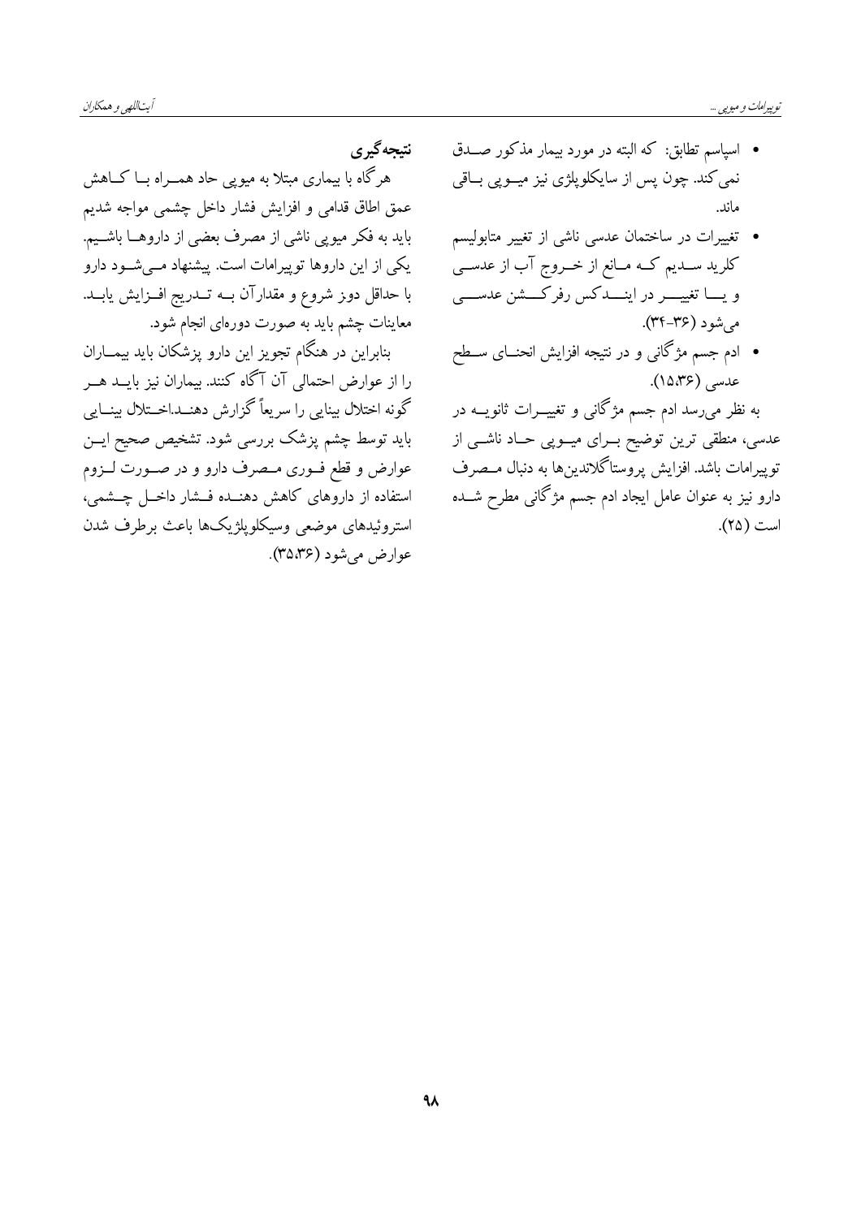- اسپاسم تطابق: که البته در مورد بیمار مذکور صدق نمی‌کند. چون پس از سایکلوپلژی نیز میوپی باقی ماند.
- تغییرات در ساختمان عدسی ناشی از تغییر متابولیسم کلرید سدیم که مانع از خروج آب از عدسی و یا تغییر در ایندکس رفرکشن عدسی می‌شود (۳۶-۳۴).
- ادم جسم مژگانی و در نتیجه افزایش انحنای سطح عدسی (۱۵،۳۶).

به نظر می‌رسد ادم جسم مژگانی و تغییرات ثانویه در عدسی، منطقی ترین توضیح برای میوپی حاد ناشی از توپیرامات باشد. افزایش پروستاگلاندین‌ها به دنبال مصرف دارو نیز به عنوان عامل ایجاد ادم جسم مژگانی مطرح شده است (۲۵).

## نتیجه‌گیری

هرگاه با بیماری مبتلا به میوپی حاد همراه با کاهش عمق اطاق قدامی و افزایش فشار داخل چشمی مواجه شدیم باید به فکر میوپی ناشی از مصرف بعضی از داروها باشیم. یکی از این داروها توپیرامات است. پیشنهاد می‌شود دارو با حداقل دوز شروع و مقدارآن به تدریج افزایش یابد. معاینات چشم باید به صورت دوره‌ای انجام شود.

بنابراین در هنگام تجویز این دارو پزشکان باید بیماران را از عوارض احتمالی آن آگاه کنند. بیماران نیز باید هر گونه اختلال بینایی را سریعاً گزارش دهند.اختلال بینایی باید توسط چشم پزشک بررسی شود. تشخیص صحیح این عوارض و قطع فوری مصرف دارو و در صورت لزوم استفاده از داروهای کاهش دهنده فشار داخل چشمی، استروئیدهای موضعی وسیکلوپلژیک‌ها باعث برطرف شدن عوارض می‌شود (۳۵،۳۶).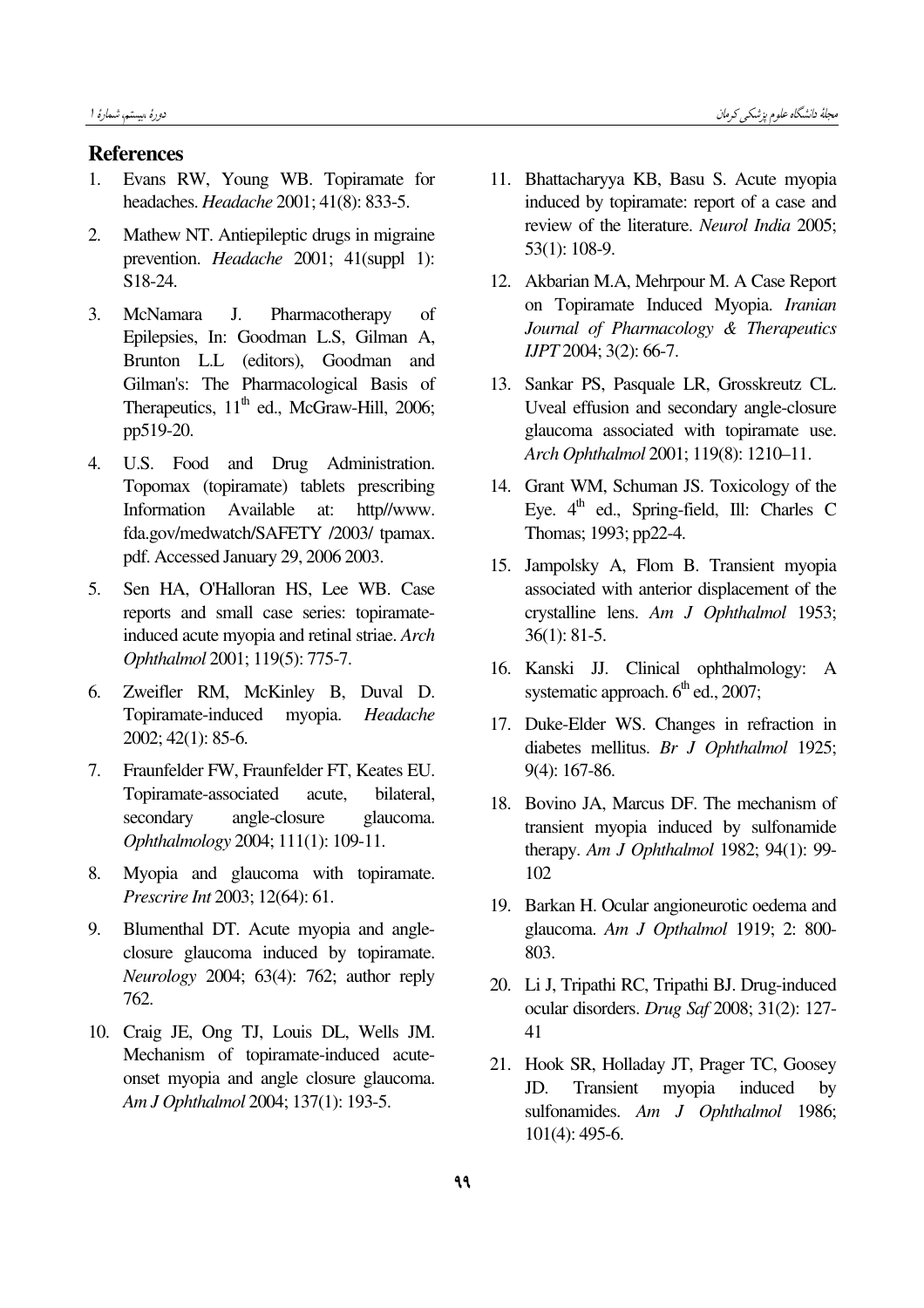## References

1. Evans RW, Young WB. Topiramate for headaches. *Headache* 2001; 41(8): 833-5.
2. Mathew NT. Antiepileptic drugs in migraine prevention. *Headache* 2001; 41(suppl 1): S18-24.
3. McNamara J. Pharmacotherapy of Epilepsies, In: Goodman L.S, Gilman A, Brunton L.L (editors), Goodman and Gilman's: The Pharmacological Basis of Therapeutics, 11th ed., McGraw-Hill, 2006; pp519-20.
4. U.S. Food and Drug Administration. Topomax (topiramate) tablets prescribing Information Available at: http//www. fda.gov/medwatch/SAFETY /2003/ tpamax. pdf. Accessed January 29, 2006 2003.
5. Sen HA, O'Halloran HS, Lee WB. Case reports and small case series: topiramate-induced acute myopia and retinal striae. *Arch Ophthalmol* 2001; 119(5): 775-7.
6. Zweifler RM, McKinley B, Duval D. Topiramate-induced myopia. *Headache* 2002; 42(1): 85-6.
7. Fraunfelder FW, Fraunfelder FT, Keates EU. Topiramate-associated acute, bilateral, secondary angle-closure glaucoma. *Ophthalmology* 2004; 111(1): 109-11.
8. Myopia and glaucoma with topiramate. *Prescrire Int* 2003; 12(64): 61.
9. Blumenthal DT. Acute myopia and angle-closure glaucoma induced by topiramate. *Neurology* 2004; 63(4): 762; author reply 762.
10. Craig JE, Ong TJ, Louis DL, Wells JM. Mechanism of topiramate-induced acute-onset myopia and angle closure glaucoma. *Am J Ophthalmol* 2004; 137(1): 193-5.
11. Bhattacharyya KB, Basu S. Acute myopia induced by topiramate: report of a case and review of the literature. *Neurol India* 2005; 53(1): 108-9.
12. Akbarian M.A, Mehrpour M. A Case Report on Topiramate Induced Myopia. *Iranian Journal of Pharmacology & Therapeutics IJPT* 2004; 3(2): 66-7.
13. Sankar PS, Pasquale LR, Grosskreutz CL. Uveal effusion and secondary angle-closure glaucoma associated with topiramate use. *Arch Ophthalmol* 2001; 119(8): 1210–11.
14. Grant WM, Schuman JS. Toxicology of the Eye. 4th ed., Spring-field, Ill: Charles C Thomas; 1993; pp22-4.
15. Jampolsky A, Flom B. Transient myopia associated with anterior displacement of the crystalline lens. *Am J Ophthalmol* 1953; 36(1): 81-5.
16. Kanski JJ. Clinical ophthalmology: A systematic approach. 6th ed., 2007;
17. Duke-Elder WS. Changes in refraction in diabetes mellitus. *Br J Ophthalmol* 1925; 9(4): 167-86.
18. Bovino JA, Marcus DF. The mechanism of transient myopia induced by sulfonamide therapy. *Am J Ophthalmol* 1982; 94(1): 99-102
19. Barkan H. Ocular angioneurotic oedema and glaucoma. *Am J Opthalmol* 1919; 2: 800-803.
20. Li J, Tripathi RC, Tripathi BJ. Drug-induced ocular disorders. *Drug Saf* 2008; 31(2): 127-41
21. Hook SR, Holladay JT, Prager TC, Goosey JD. Transient myopia induced by sulfonamides. *Am J Ophthalmol* 1986; 101(4): 495-6.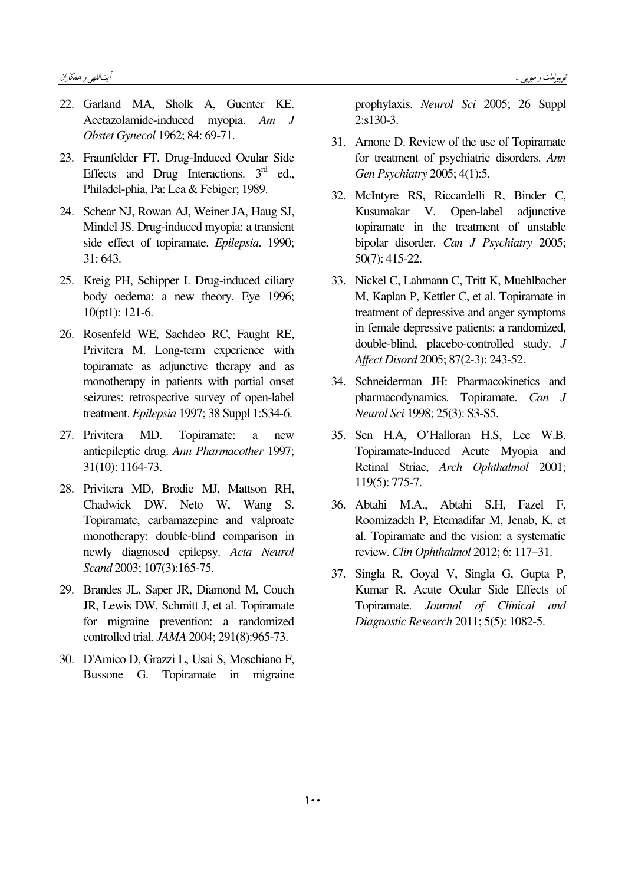22. Garland MA, Sholk A, Guenter KE. Acetazolamide-induced myopia. *Am J Obstet Gynecol* 1962; 84: 69-71.

23. Fraunfelder FT. Drug-Induced Ocular Side Effects and Drug Interactions. 3rd ed., Philadel-phia, Pa: Lea & Febiger; 1989.

24. Schear NJ, Rowan AJ, Weiner JA, Haug SJ, Mindel JS. Drug-induced myopia: a transient side effect of topiramate. *Epilepsia*. 1990; 31: 643.

25. Kreig PH, Schipper I. Drug-induced ciliary body oedema: a new theory. Eye 1996; 10(pt1): 121-6.

26. Rosenfeld WE, Sachdeo RC, Faught RE, Privitera M. Long-term experience with topiramate as adjunctive therapy and as monotherapy in patients with partial onset seizures: retrospective survey of open-label treatment. *Epilepsia* 1997; 38 Suppl 1:S34-6.

27. Privitera MD. Topiramate: a new antiepileptic drug. *Ann Pharmacother* 1997; 31(10): 1164-73.

28. Privitera MD, Brodie MJ, Mattson RH, Chadwick DW, Neto W, Wang S. Topiramate, carbamazepine and valproate monotherapy: double-blind comparison in newly diagnosed epilepsy. *Acta Neurol Scand* 2003; 107(3):165-75.

29. Brandes JL, Saper JR, Diamond M, Couch JR, Lewis DW, Schmitt J, et al. Topiramate for migraine prevention: a randomized controlled trial. *JAMA* 2004; 291(8):965-73.

30. D'Amico D, Grazzi L, Usai S, Moschiano F, Bussone G. Topiramate in migraine prophylaxis. *Neurol Sci* 2005; 26 Suppl 2:s130-3.

31. Arnone D. Review of the use of Topiramate for treatment of psychiatric disorders. *Ann Gen Psychiatry* 2005; 4(1):5.

32. McIntyre RS, Riccardelli R, Binder C, Kusumakar V. Open-label adjunctive topiramate in the treatment of unstable bipolar disorder. *Can J Psychiatry* 2005; 50(7): 415-22.

33. Nickel C, Lahmann C, Tritt K, Muehlbacher M, Kaplan P, Kettler C, et al. Topiramate in treatment of depressive and anger symptoms in female depressive patients: a randomized, double-blind, placebo-controlled study. *J Affect Disord* 2005; 87(2-3): 243-52.

34. Schneiderman JH: Pharmacokinetics and pharmacodynamics. Topiramate. *Can J Neurol Sci* 1998; 25(3): S3-S5.

35. Sen H.A, O'Halloran H.S, Lee W.B. Topiramate-Induced Acute Myopia and Retinal Striae, *Arch Ophthalmol* 2001; 119(5): 775-7.

36. Abtahi M.A., Abtahi S.H, Fazel F, Roomizadeh P, Etemadifar M, Jenab, K, et al. Topiramate and the vision: a systematic review. *Clin Ophthalmol* 2012; 6: 117–31.

37. Singla R, Goyal V, Singla G, Gupta P, Kumar R. Acute Ocular Side Effects of Topiramate. *Journal of Clinical and Diagnostic Research* 2011; 5(5): 1082-5.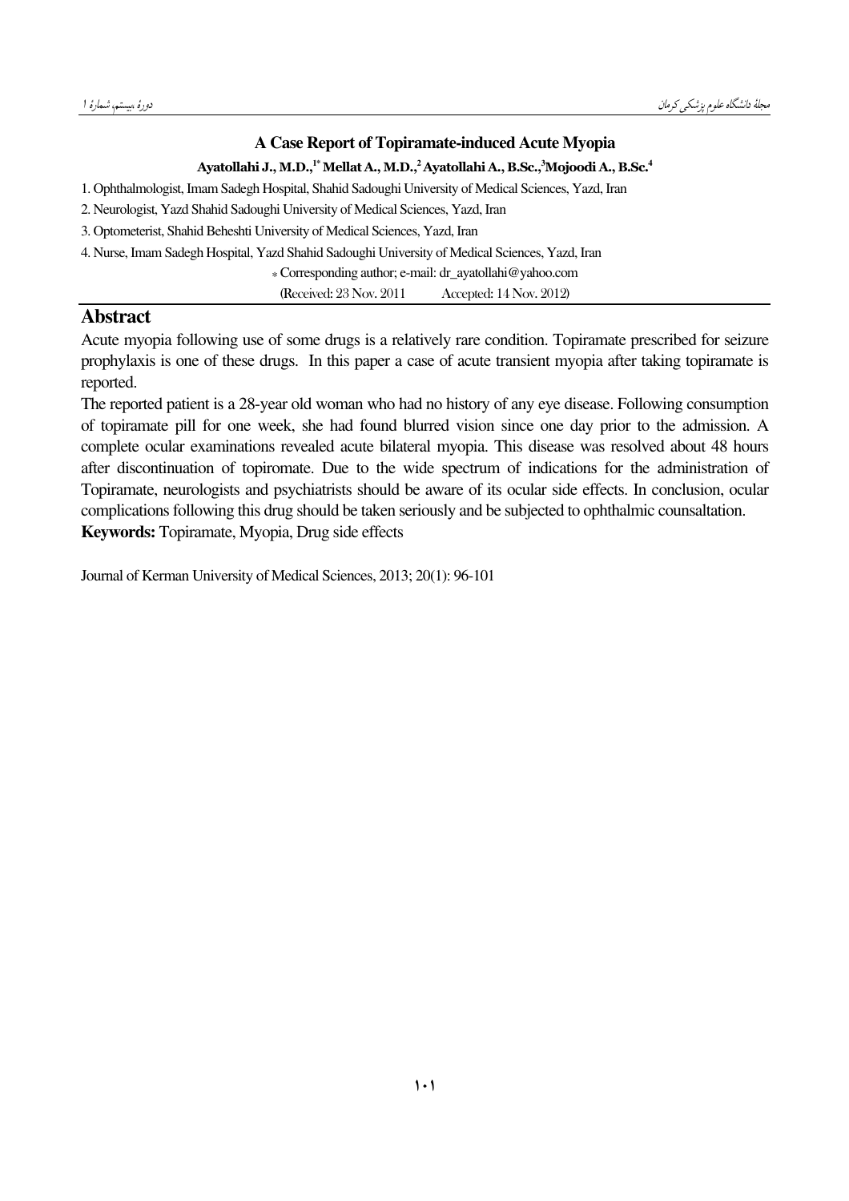# A Case Report of Topiramate-induced Acute Myopia

**Ayatollahi J., M.D.,[1*] Mellat A., M.D.,[2] Ayatollahi A., B.Sc.,[3] Mojoodi A., B.Sc.[4]**

1. Ophthalmologist, Imam Sadegh Hospital, Shahid Sadoughi University of Medical Sciences, Yazd, Iran
2. Neurologist, Yazd Shahid Sadoughi University of Medical Sciences, Yazd, Iran
3. Optometerist, Shahid Beheshti University of Medical Sciences, Yazd, Iran
4. Nurse, Imam Sadegh Hospital, Yazd Shahid Sadoughi University of Medical Sciences, Yazd, Iran

\* Corresponding author; e-mail: dr_ayatollahi@yahoo.com

(Received: 23 Nov. 2011 Accepted: 14 Nov. 2012)

## Abstract

Acute myopia following use of some drugs is a relatively rare condition. Topiramate prescribed for seizure prophylaxis is one of these drugs. In this paper a case of acute transient myopia after taking topiramate is reported.

The reported patient is a 28-year old woman who had no history of any eye disease. Following consumption of topiramate pill for one week, she had found blurred vision since one day prior to the admission. A complete ocular examinations revealed acute bilateral myopia. This disease was resolved about 48 hours after discontinuation of topiromate. Due to the wide spectrum of indications for the administration of Topiramate, neurologists and psychiatrists should be aware of its ocular side effects. In conclusion, ocular complications following this drug should be taken seriously and be subjected to ophthalmic counsaltation.

**Keywords:** Topiramate, Myopia, Drug side effects

Journal of Kerman University of Medical Sciences, 2013; 20(1): 96-101